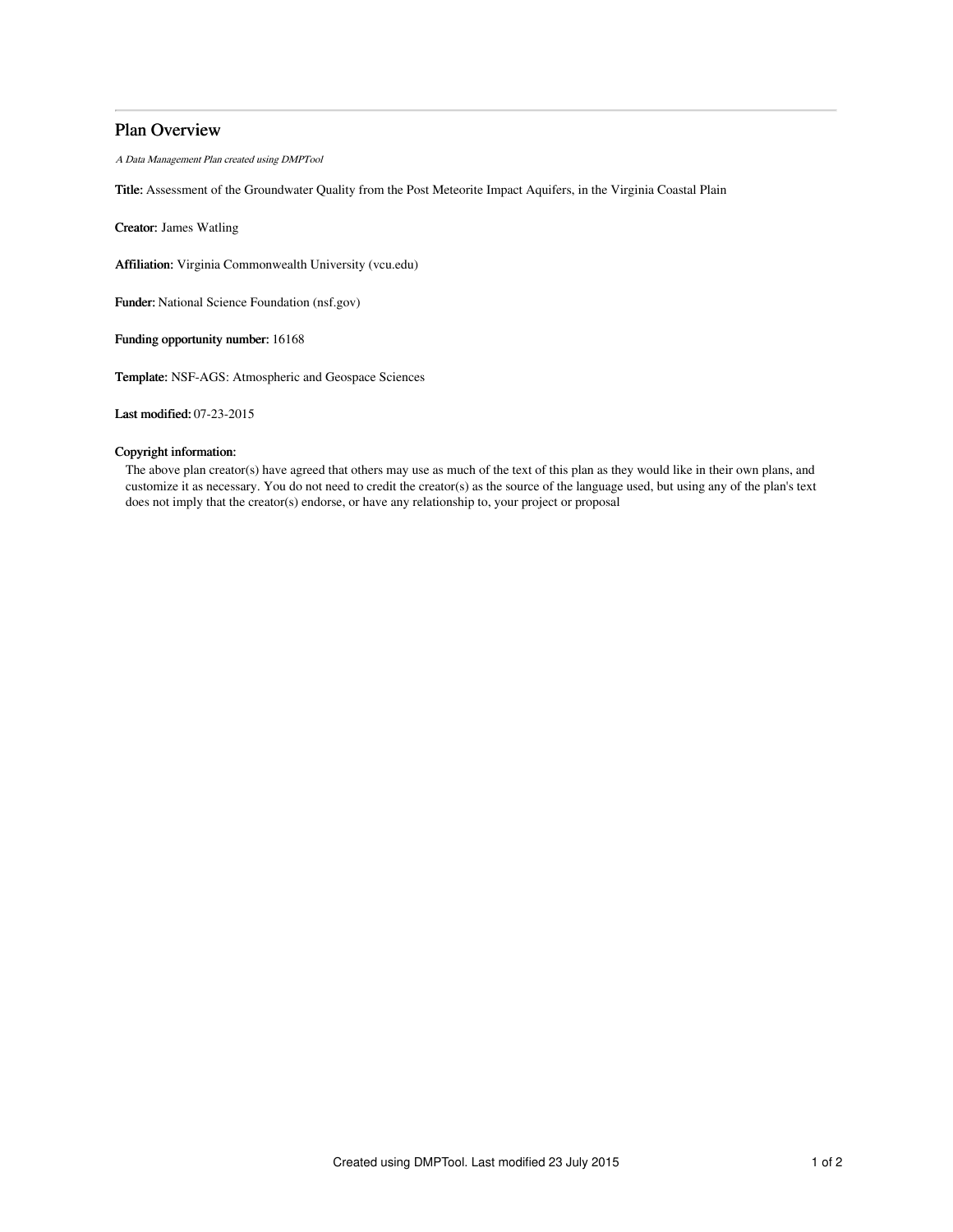# Plan Overview

*A Data Management Plan created using DMPTool*

**Title:** Assessment of the Groundwater Quality from the Post Meteorite Impact Aquifers, in the Virginia Coastal Plain

**Creator:** James Watling

**Affiliation:** Virginia Commonwealth University (vcu.edu)

**Funder:** National Science Foundation (nsf.gov)

**Funding opportunity number:** 16168

**Template:** NSF-AGS: Atmospheric and Geospace Sciences

**Last modified:** 07-23-2015

**Copyright information:**

The above plan creator(s) have agreed that others may use as much of the text of this plan as they would like in their own plans, and customize it as necessary. You do not need to credit the creator(s) as the source of the language used, but using any of the plan's text does not imply that the creator(s) endorse, or have any relationship to, your project or proposal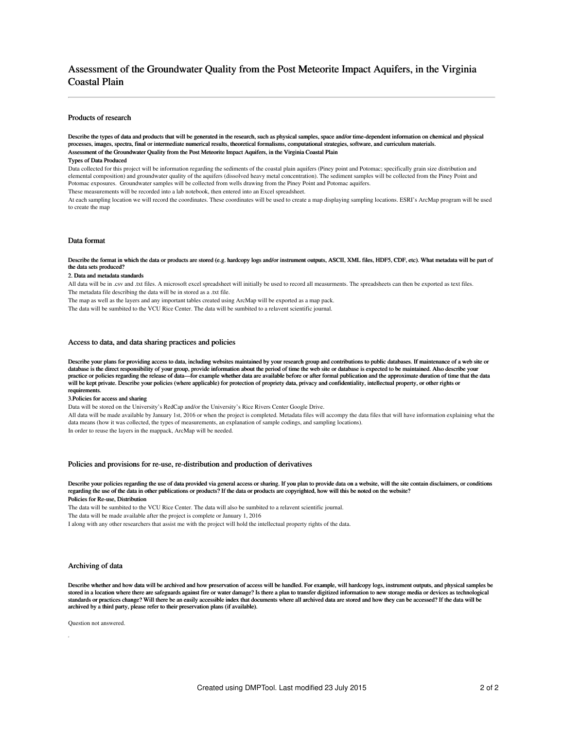# Assessment of the Groundwater Quality from the Post Meteorite Impact Aquifers, in the Virginia Coastal Plain

## Products of research

**Describe the types of data and products that will be generated in the research, such as physical samples, space and/or time-dependent information on chemical and physical processes, images, spectra, final or intermediate numerical results, theoretical formalisms, computational strategies, software, and curriculum materials.**

**Assessment of the Groundwater Quality from the Post Meteorite Impact Aquifers, in the Virginia Coastal Plain**

**Types of Data Produced**

Data collected for this project will be information regarding the sediments of the coastal plain aquifers (Piney point and Potomac; specifically grain size distribution and elemental composition) and groundwater quality of the aquifers (dissolved heavy metal concentration). The sediment samples will be collected from the Piney Point and Potomac exposures. Groundwater samples will be collected from wells drawing from the Piney Point and Potomac aquifers.

These measurements will be recorded into a lab notebook, then entered into an Excel spreadsheet.

At each sampling location we will record the coordinates. These coordinates will be used to create a map displaying sampling locations. ESRI's ArcMap program will be used to create the map

## Data format

**Describe the format in which the data or products are stored (e.g. hardcopy logs and/or instrument outputs, ASCII, XML files, HDF5, CDF, etc). What metadata will be part of the data sets produced?**

**2. Data and metadata standards**

All data will be in .csv and .txt files. A microsoft excel spreadsheet will initially be used to record all measurments. The spreadsheets can then be exported as text files.

The metadata file describing the data will be in stored as a .txt file.

The map as well as the layers and any important tables created using ArcMap will be exported as a map pack.

The data will be sumbited to the VCU Rice Center. The data will be sumbited to a relavent scientific journal.

## Access to data, and data sharing practices and policies

**Describe your plans for providing access to data, including websites maintained by your research group and contributions to public databases. If maintenance of a web site or database is the direct responsibility of your group, provide information about the period of time the web site or database is expected to be maintained. Also describe your practice or policies regarding the release of data—for example whether data are available before or after formal publication and the approximate duration of time that the data will be kept private. Describe your policies (where applicable) for protection of propriety data, privacy and confidentiality, intellectual property, or other rights or requirements.**

**3.Policies for access and sharing**

Data will be stored on the University's RedCap and/or the University's Rice Rivers Center Google Drive.

All data will be made available by January 1st, 2016 or when the project is completed. Metadata files will accompy the data files that will have information explaining what the data means (how it was collected, the types of measurements, an explanation of sample codings, and sampling locations).

In order to reuse the layers in the mappack, ArcMap will be needed.

## Policies and provisions for re-use, re-distribution and production of derivatives

**Describe your policies regarding the use of data provided via general access or sharing. If you plan to provide data on a website, will the site contain disclaimers, or conditions regarding the use of the data in other publications or products? If the data or products are copyrighted, how will this be noted on the website?**

**Policies for Re-use, Distribution**

The data will be sumbited to the VCU Rice Center. The data will also be sumbited to a relavent scientific journal.

The data will be made available after the project is complete or January 1, 2016

I along with any other researchers that assist me with the project will hold the intellectual property rights of the data.

## Archiving of data

**Describe whether and how data will be archived and how preservation of access will be handled. For example, will hardcopy logs, instrument outputs, and physical samples be stored in a location where there are safeguards against fire or water damage? Is there a plan to transfer digitized information to new storage media or devices as technological standards or practices change? Will there be an easily accessible index that documents where all archived data are stored and how they can be accessed? If the data will be archived by a third party, please refer to their preservation plans (if available).**

Question not answered.

Created using DMPTool. Last modified 23 July 2015